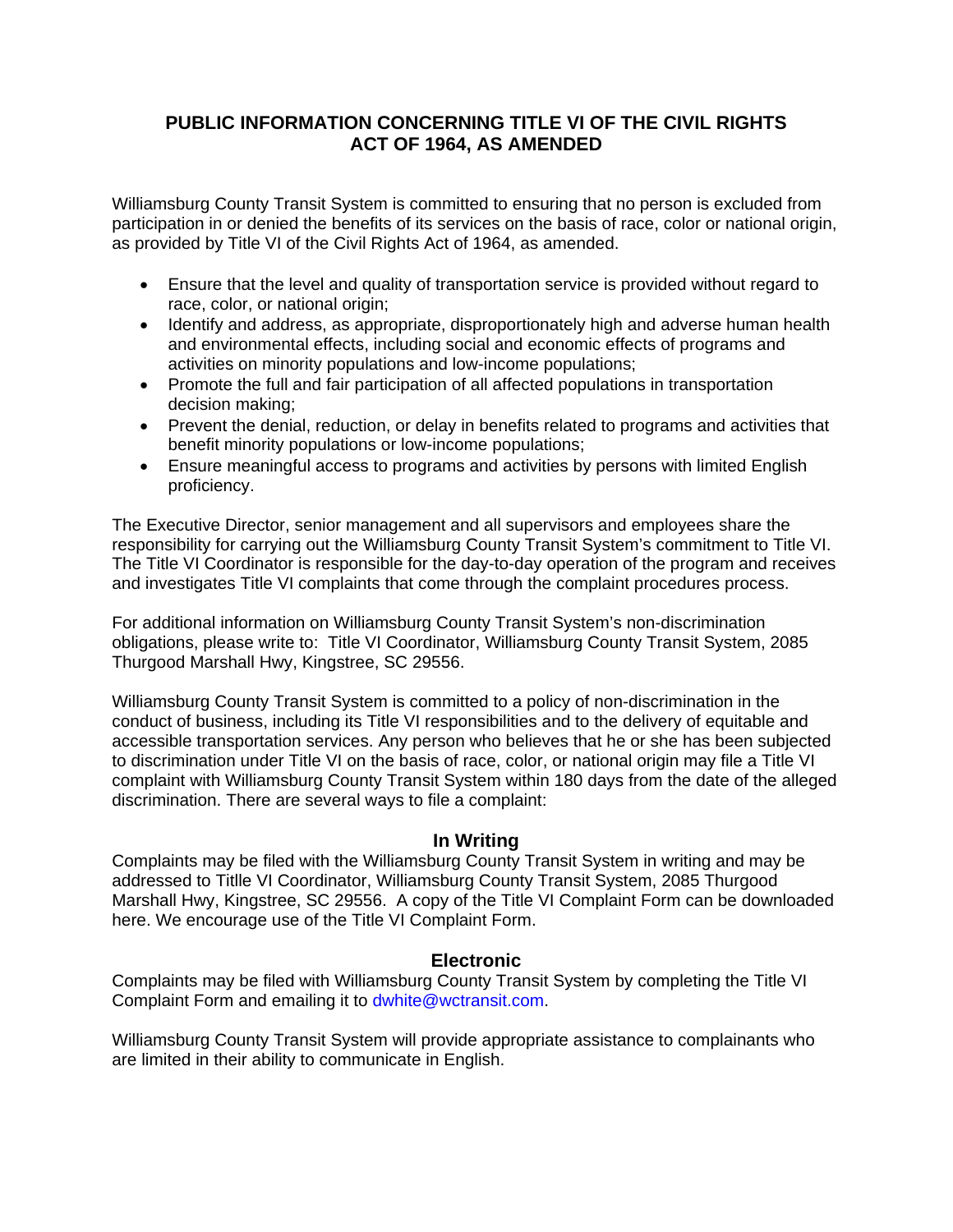# PUBLIC INFORMATION CONCERNING TITLE VI OF THE CIVIL RIGHTS ACT OF 1964, AS AMENDED

Williamsburg County Transit System is committed to ensuring that no person is excluded from participation in or denied the benefits of its services on the basis of race, color or national origin, as provided by Title VI of the Civil Rights Act of 1964, as amended.

- Ensure that the level and quality of transportation service is provided without regard to race, color, or national origin;
- Identify and address, as appropriate, disproportionately high and adverse human health and environmental effects, including social and economic effects of programs and activities on minority populations and low-income populations;
- Promote the full and fair participation of all affected populations in transportation decision making;
- Prevent the denial, reduction, or delay in benefits related to programs and activities that benefit minority populations or low-income populations;
- Ensure meaningful access to programs and activities by persons with limited English proficiency.

The Executive Director, senior management and all supervisors and employees share the responsibility for carrying out the Williamsburg County Transit System's commitment to Title VI. The Title VI Coordinator is responsible for the day-to-day operation of the program and receives and investigates Title VI complaints that come through the complaint procedures process.

For additional information on Williamsburg County Transit System's non-discrimination obligations, please write to: Title VI Coordinator, Williamsburg County Transit System, 2085 Thurgood Marshall Hwy, Kingstree, SC 29556.

Williamsburg County Transit System is committed to a policy of non-discrimination in the conduct of business, including its Title VI responsibilities and to the delivery of equitable and accessible transportation services. Any person who believes that he or she has been subjected to discrimination under Title VI on the basis of race, color, or national origin may file a Title VI complaint with Williamsburg County Transit System within 180 days from the date of the alleged discrimination. There are several ways to file a complaint:

## In Writing

Complaints may be filed with the Williamsburg County Transit System in writing and may be addressed to Titlle VI Coordinator, Williamsburg County Transit System, 2085 Thurgood Marshall Hwy, Kingstree, SC 29556. A copy of the Title VI Complaint Form can be downloaded here. We encourage use of the Title VI Complaint Form.

## Electronic

Complaints may be filed with Williamsburg County Transit System by completing the Title VI Complaint Form and emailing it to dwhite@wctransit.com.

Williamsburg County Transit System will provide appropriate assistance to complainants who are limited in their ability to communicate in English.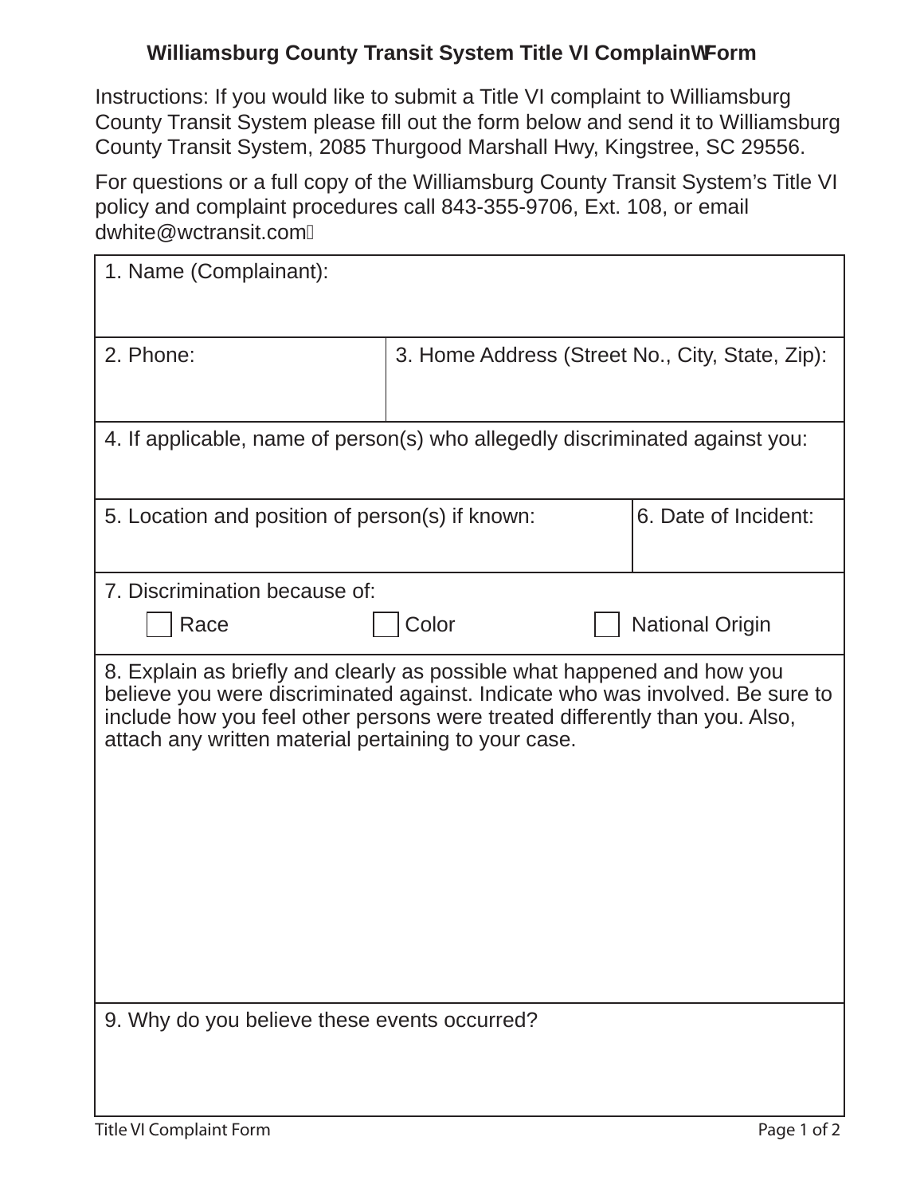# Williamsburg County Transit System Title VI Complaint Form

Instructions: If you would like to submit a Title VI complaint to Williamsburg County Transit System please fill out the form below and send it to Williamsburg County Transit System, 2085 Thurgood Marshall Hwy, Kingstree, SC 29556.

For questions or a full copy of the Williamsburg County Transit System's Title VI policy and complaint procedures call 843-355-9706, Ext. 108, or email dwhite@wctransit.com.

| 1. Name (Complainant): | | |
|---|---|---|
| 2. Phone: | 3. Home Address (Street No., City, State, Zip): | |
| 4. If applicable, name of person(s) who allegedly discriminated against you: | | |
| 5. Location and position of person(s) if known: | | 6. Date of Incident: |
| 7. Discrimination because of: ☐ Race ☐ Color ☐ National Origin | | |
| 8. Explain as briefly and clearly as possible what happened and how you believe you were discriminated against. Indicate who was involved. Be sure to include how you feel other persons were treated differently than you. Also, attach any written material pertaining to your case. | | |
| 9. Why do you believe these events occurred? | | |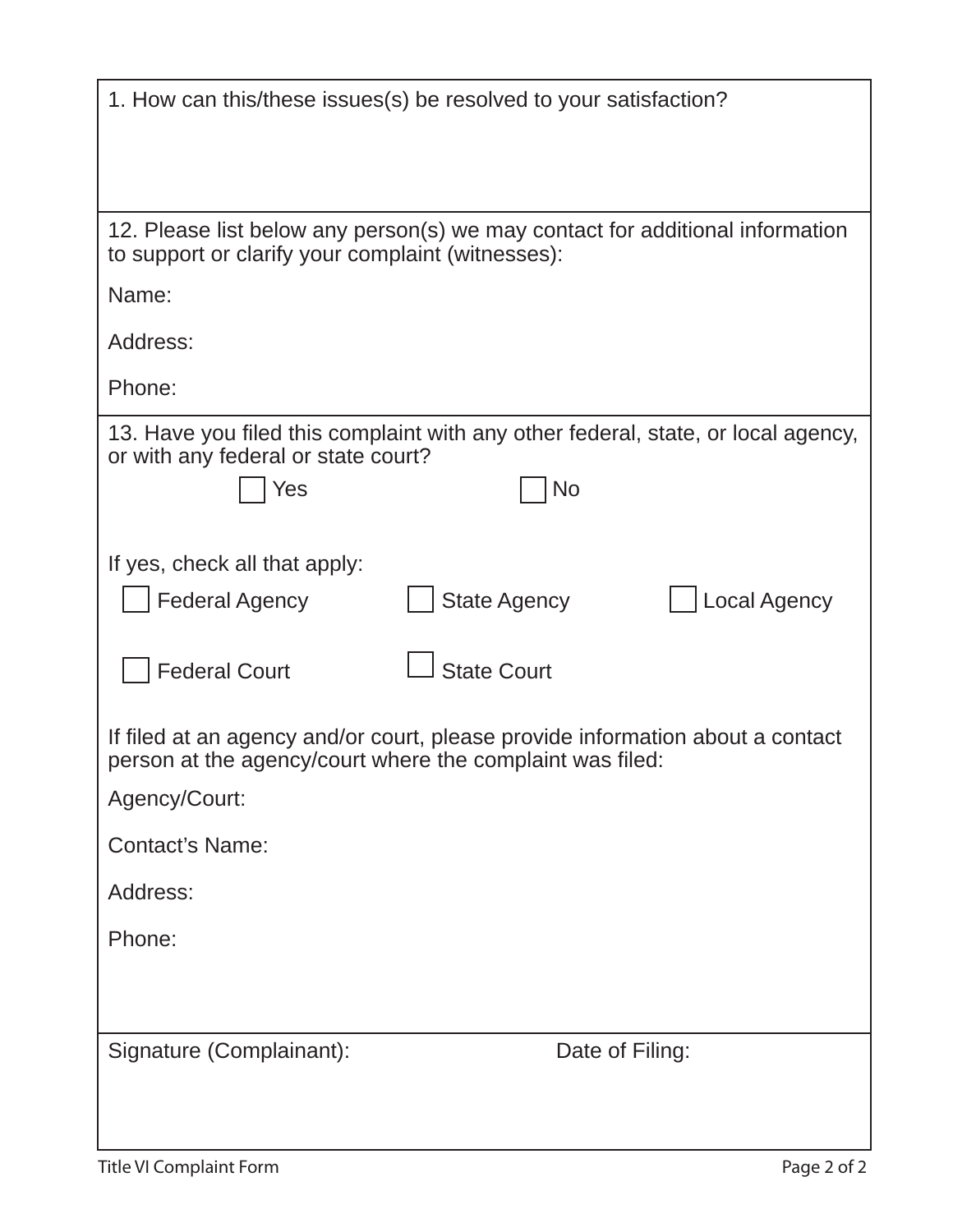1. How can this/these issues(s) be resolved to your satisfaction?

12. Please list below any person(s) we may contact for additional information to support or clarify your complaint (witnesses):

Name:

Address:

Phone:

13. Have you filed this complaint with any other federal, state, or local agency, or with any federal or state court?

☐ Yes ☐ No

If yes, check all that apply:

☐ Federal Agency ☐ State Agency ☐ Local Agency

☐ Federal Court ☐ State Court

If filed at an agency and/or court, please provide information about a contact person at the agency/court where the complaint was filed:

Agency/Court:

Contact's Name:

Address:

Phone:

Signature (Complainant): Date of Filing:

Title VI Complaint Form